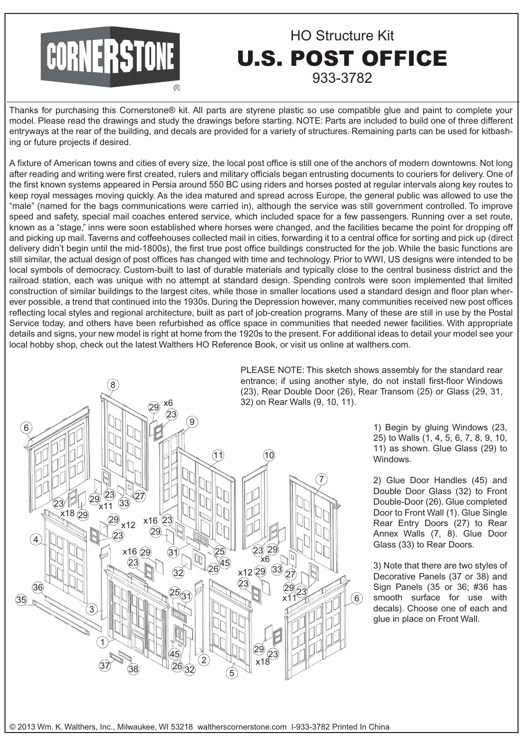# CORNERSTONE

## HO Structure Kit

# U.S. POST OFFICE

933-3782

Thanks for purchasing this Cornerstone® kit. All parts are styrene plastic so use compatible glue and paint to complete your model. Please read the drawings and study the drawings before starting. NOTE: Parts are included to build one of three different entryways at the rear of the building, and decals are provided for a variety of structures. Remaining parts can be used for kitbashing or future projects if desired.

A fixture of American towns and cities of every size, the local post office is still one of the anchors of modern downtowns. Not long after reading and writing were first created, rulers and military officials began entrusting documents to couriers for delivery. One of the first known systems appeared in Persia around 550 BC using riders and horses posted at regular intervals along key routes to keep royal messages moving quickly. As the idea matured and spread across Europe, the general public was allowed to use the "male" (named for the bags communications were carried in), although the service was still government controlled. To improve speed and safety, special mail coaches entered service, which included space for a few passengers. Running over a set route, known as a "stage," inns were soon established where horses were changed, and the facilities became the point for dropping off and picking up mail. Taverns and coffeehouses collected mail in cities, forwarding it to a central office for sorting and pick up (direct delivery didn't begin until the mid-1800s), the first true post office buildings constructed for the job. While the basic functions are still similar, the actual design of post offices has changed with time and technology. Prior to WWI, US designs were intended to be local symbols of democracy. Custom-built to last of durable materials and typically close to the central business district and the railroad station, each was unique with no attempt at standard design. Spending controls were soon implemented that limited construction of similar buildings to the largest cites, while those in smaller locations used a standard design and floor plan wherever possible, a trend that continued into the 1930s. During the Depression however, many communities received new post offices reflecting local styles and regional architecture, built as part of job-creation programs. Many of these are still in use by the Postal Service today, and others have been refurbished as office space in communities that needed newer facilities. With appropriate details and signs, your new model is right at home from the 1920s to the present. For additional ideas to detail your model see your local hobby shop, check out the latest Walthers HO Reference Book, or visit us online at walthers.com.

PLEASE NOTE: This sketch shows assembly for the standard rear entrance; if using another style, do not install first-floor Windows (23), Rear Double Door (26), Rear Transom (25) or Glass (29, 31, 32) on Rear Walls (9, 10, 11).

1) Begin by gluing Windows (23, 25) to Walls (1, 4, 5, 6, 7, 8, 9, 10, 11) as shown. Glue Glass (29) to Windows.

2) Glue Door Handles (45) and Double Door Glass (32) to Front Double-Door (26). Glue completed Door to Front Wall (1). Glue Single Rear Entry Doors (27) to Rear Annex Walls (7, 8). Glue Door Glass (33) to Rear Doors.

3) Note that there are two styles of Decorative Panels (37 or 38) and Sign Panels (35 or 36; #36 has smooth surface for use with decals). Choose one of each and glue in place on Front Wall.

© 2013 Wm. K. Walthers, Inc., Milwaukee, WI 53218 waltherscornerstone.com I-933-3782 Printed In China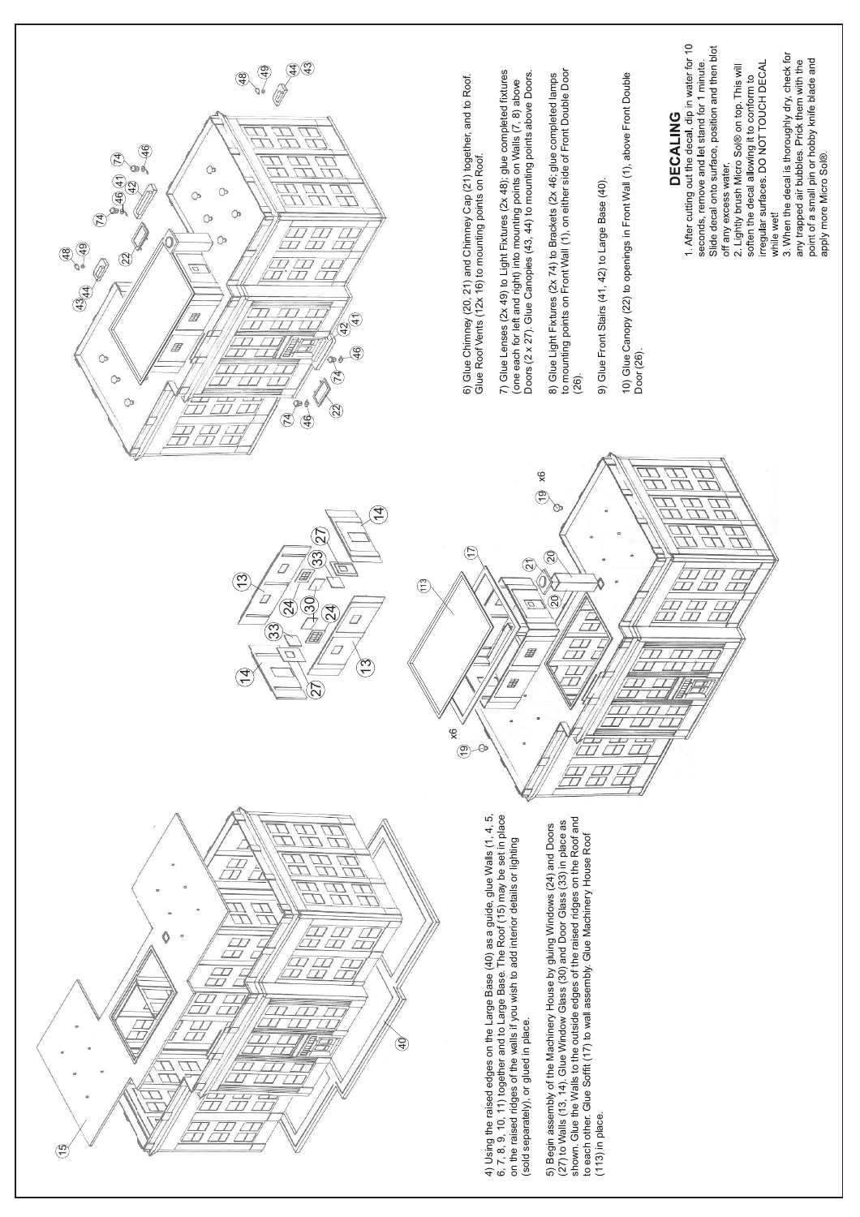4) Using the raised edges on the Large Base (40) as a guide, glue Walls (1, 4, 5, 6, 7, 8, 9, 10, 11) together and to Large Base. The Roof (15) may be set in place on the raised ridges of the walls if you wish to add interior details or lighting (sold separately), or glued in place.

5) Begin assembly of the Machinery House by gluing Windows (24) and Doors (27) to Walls (13, 14). Glue Window Glass (30) and Door Glass (33) in place as shown. Glue the Walls to the outside edges of the raised ridges on the Roof and to each other. Glue Soffit (17) to wall assembly. Glue Machinery House Roof (113) in place.

6) Glue Chimney (20, 21) and Chimney Cap (21) together, and to Roof. Glue Roof Vents (12x 16) to mounting points on Roof.

7) Glue Lenses (2x 49) to Light Fixtures (2x 48); glue completed fixtures (one each for left and right) into mounting points on Walls (7, 8) above Doors (2 x 27). Glue Canopies (43, 44) to mounting points above Doors.

8) Glue Light Fixtures (2x 74) to Brackets (2x 46; glue completed lamps to mounting points on Front Wall (1), on either side of Front Double Door (26).

9) Glue Front Stairs (41, 42) to Large Base (40).

10) Glue Canopy (22) to openings in Front Wall (1), above Front Double Door (26).

## DECALING

1. After cutting out the decal, dip in water for 10 seconds, remove and let stand for 1 minute. Slide decal onto surface, position and then blot off any excess water.
2. Lightly brush Micro Sol® on top. This will soften the decal allowing it to conform to irregular surfaces. DO NOT TOUCH DECAL while wet!
3. When the decal is thoroughly dry, check for any trapped air bubbles. Prick them with the point of a small pin or hobby knife blade and apply more Micro Sol®.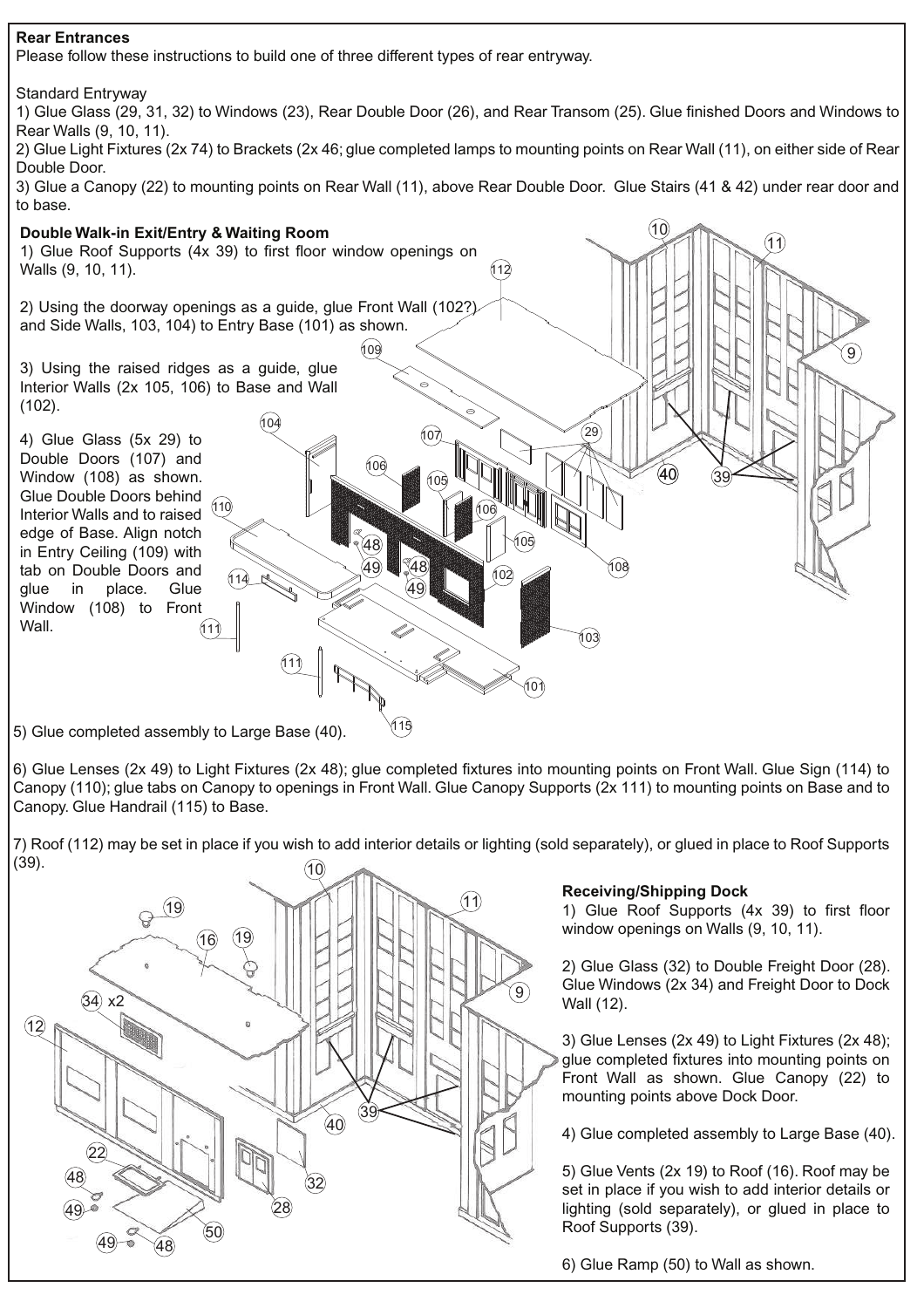**Rear Entrances**

Please follow these instructions to build one of three different types of rear entryway.

Standard Entryway

1) Glue Glass (29, 31, 32) to Windows (23), Rear Double Door (26), and Rear Transom (25). Glue finished Doors and Windows to Rear Walls (9, 10, 11).

2) Glue Light Fixtures (2x 74) to Brackets (2x 46; glue completed lamps to mounting points on Rear Wall (11), on either side of Rear Double Door.

3) Glue a Canopy (22) to mounting points on Rear Wall (11), above Rear Double Door. Glue Stairs (41 & 42) under rear door and to base.

**Double Walk-in Exit/Entry & Waiting Room**

1) Glue Roof Supports (4x 39) to first floor window openings on Walls (9, 10, 11).

2) Using the doorway openings as a guide, glue Front Wall (102?) and Side Walls, 103, 104) to Entry Base (101) as shown.

3) Using the raised ridges as a guide, glue Interior Walls (2x 105, 106) to Base and Wall (102).

4) Glue Glass (5x 29) to Double Doors (107) and Window (108) as shown. Glue Double Doors behind Interior Walls and to raised edge of Base. Align notch in Entry Ceiling (109) with tab on Double Doors and glue in place. Glue Window (108) to Front Wall.

5) Glue completed assembly to Large Base (40).

6) Glue Lenses (2x 49) to Light Fixtures (2x 48); glue completed fixtures into mounting points on Front Wall. Glue Sign (114) to Canopy (110); glue tabs on Canopy to openings in Front Wall. Glue Canopy Supports (2x 111) to mounting points on Base and to Canopy. Glue Handrail (115) to Base.

7) Roof (112) may be set in place if you wish to add interior details or lighting (sold separately), or glued in place to Roof Supports (39).

**Receiving/Shipping Dock**

1) Glue Roof Supports (4x 39) to first floor window openings on Walls (9, 10, 11).

2) Glue Glass (32) to Double Freight Door (28). Glue Windows (2x 34) and Freight Door to Dock Wall (12).

3) Glue Lenses (2x 49) to Light Fixtures (2x 48); glue completed fixtures into mounting points on Front Wall as shown. Glue Canopy (22) to mounting points above Dock Door.

4) Glue completed assembly to Large Base (40).

5) Glue Vents (2x 19) to Roof (16). Roof may be set in place if you wish to add interior details or lighting (sold separately), or glued in place to Roof Supports (39).

6) Glue Ramp (50) to Wall as shown.